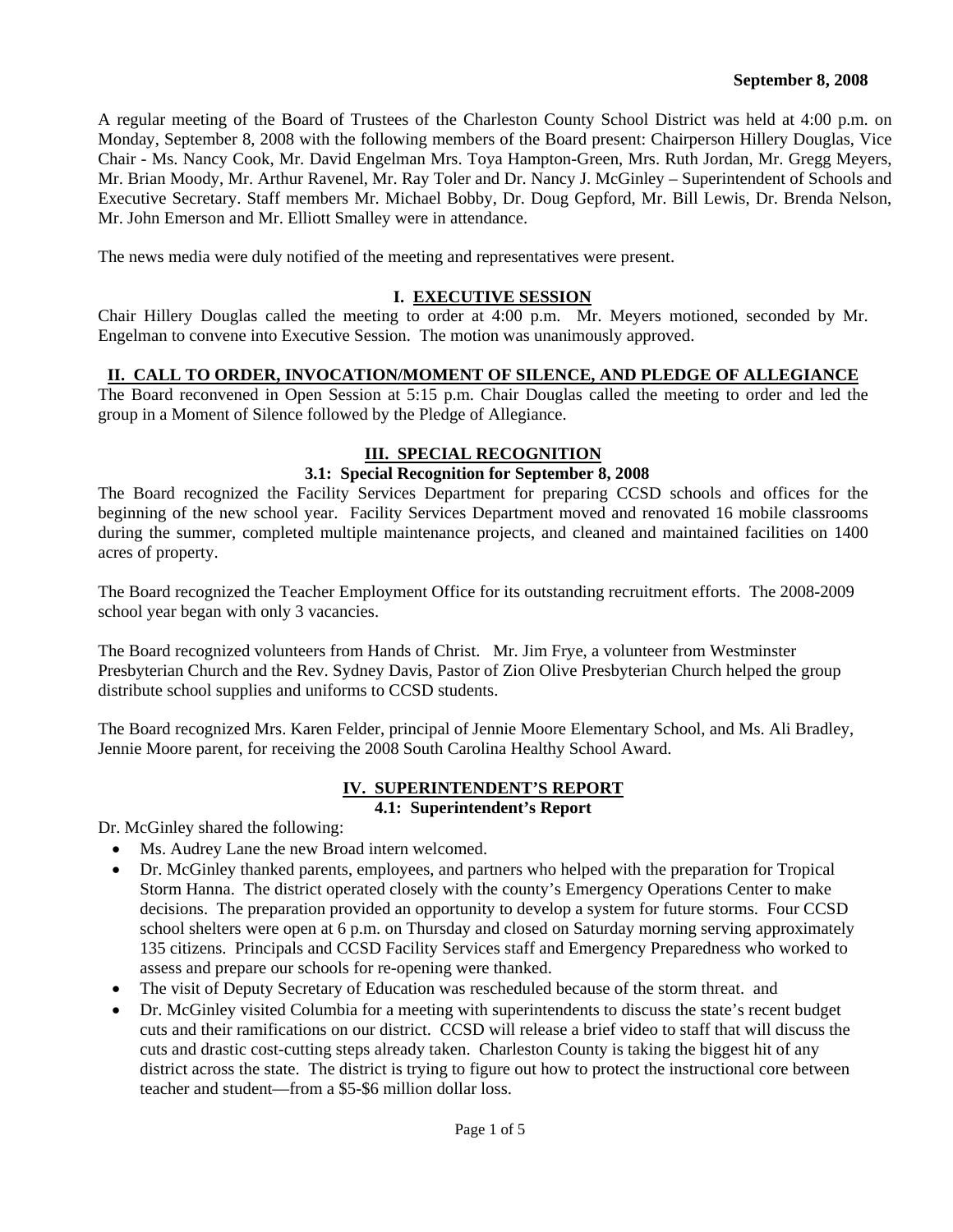**September 8, 2008**

A regular meeting of the Board of Trustees of the Charleston County School District was held at 4:00 p.m. on Monday, September 8, 2008 with the following members of the Board present: Chairperson Hillery Douglas, Vice Chair - Ms. Nancy Cook, Mr. David Engelman Mrs. Toya Hampton-Green, Mrs. Ruth Jordan, Mr. Gregg Meyers, Mr. Brian Moody, Mr. Arthur Ravenel, Mr. Ray Toler and Dr. Nancy J. McGinley – Superintendent of Schools and Executive Secretary. Staff members Mr. Michael Bobby, Dr. Doug Gepford, Mr. Bill Lewis, Dr. Brenda Nelson, Mr. John Emerson and Mr. Elliott Smalley were in attendance.

The news media were duly notified of the meeting and representatives were present.

## I. EXECUTIVE SESSION

Chair Hillery Douglas called the meeting to order at 4:00 p.m. Mr. Meyers motioned, seconded by Mr. Engelman to convene into Executive Session. The motion was unanimously approved.

## II. CALL TO ORDER, INVOCATION/MOMENT OF SILENCE, AND PLEDGE OF ALLEGIANCE

The Board reconvened in Open Session at 5:15 p.m. Chair Douglas called the meeting to order and led the group in a Moment of Silence followed by the Pledge of Allegiance.

## III. SPECIAL RECOGNITION

### 3.1: Special Recognition for September 8, 2008

The Board recognized the Facility Services Department for preparing CCSD schools and offices for the beginning of the new school year. Facility Services Department moved and renovated 16 mobile classrooms during the summer, completed multiple maintenance projects, and cleaned and maintained facilities on 1400 acres of property.

The Board recognized the Teacher Employment Office for its outstanding recruitment efforts. The 2008-2009 school year began with only 3 vacancies.

The Board recognized volunteers from Hands of Christ. Mr. Jim Frye, a volunteer from Westminster Presbyterian Church and the Rev. Sydney Davis, Pastor of Zion Olive Presbyterian Church helped the group distribute school supplies and uniforms to CCSD students.

The Board recognized Mrs. Karen Felder, principal of Jennie Moore Elementary School, and Ms. Ali Bradley, Jennie Moore parent, for receiving the 2008 South Carolina Healthy School Award.

## IV. SUPERINTENDENT'S REPORT

### 4.1: Superintendent's Report

Dr. McGinley shared the following:

- Ms. Audrey Lane the new Broad intern welcomed.
- Dr. McGinley thanked parents, employees, and partners who helped with the preparation for Tropical Storm Hanna. The district operated closely with the county's Emergency Operations Center to make decisions. The preparation provided an opportunity to develop a system for future storms. Four CCSD school shelters were open at 6 p.m. on Thursday and closed on Saturday morning serving approximately 135 citizens. Principals and CCSD Facility Services staff and Emergency Preparedness who worked to assess and prepare our schools for re-opening were thanked.
- The visit of Deputy Secretary of Education was rescheduled because of the storm threat. and
- Dr. McGinley visited Columbia for a meeting with superintendents to discuss the state's recent budget cuts and their ramifications on our district. CCSD will release a brief video to staff that will discuss the cuts and drastic cost-cutting steps already taken. Charleston County is taking the biggest hit of any district across the state. The district is trying to figure out how to protect the instructional core between teacher and student—from a $5-$6 million dollar loss.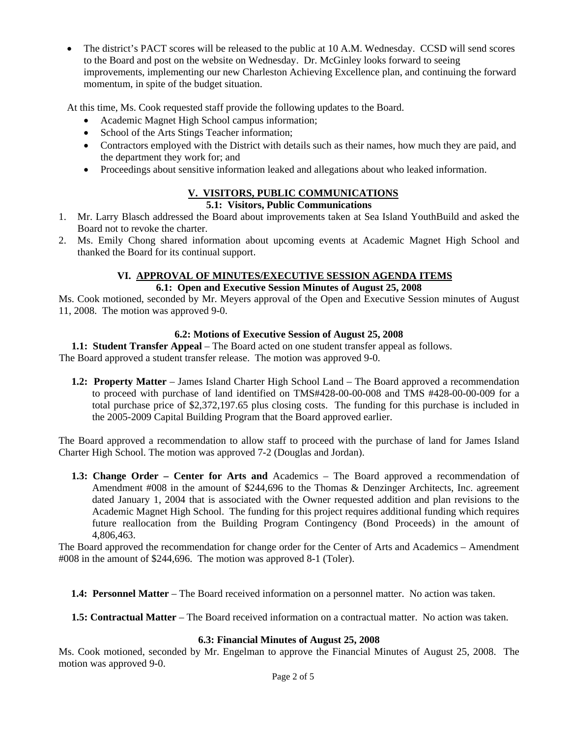- The district's PACT scores will be released to the public at 10 A.M. Wednesday. CCSD will send scores to the Board and post on the website on Wednesday. Dr. McGinley looks forward to seeing improvements, implementing our new Charleston Achieving Excellence plan, and continuing the forward momentum, in spite of the budget situation.

At this time, Ms. Cook requested staff provide the following updates to the Board.

- Academic Magnet High School campus information;
- School of the Arts Stings Teacher information;
- Contractors employed with the District with details such as their names, how much they are paid, and the department they work for; and
- Proceedings about sensitive information leaked and allegations about who leaked information.

## V. VISITORS, PUBLIC COMMUNICATIONS

### 5.1: Visitors, Public Communications

1. Mr. Larry Blasch addressed the Board about improvements taken at Sea Island YouthBuild and asked the Board not to revoke the charter.
2. Ms. Emily Chong shared information about upcoming events at Academic Magnet High School and thanked the Board for its continual support.

## VI. APPROVAL OF MINUTES/EXECUTIVE SESSION AGENDA ITEMS

### 6.1: Open and Executive Session Minutes of August 25, 2008

Ms. Cook motioned, seconded by Mr. Meyers approval of the Open and Executive Session minutes of August 11, 2008. The motion was approved 9-0.

### 6.2: Motions of Executive Session of August 25, 2008

**1.1: Student Transfer Appeal** – The Board acted on one student transfer appeal as follows.
The Board approved a student transfer release. The motion was approved 9-0.

**1.2: Property Matter** – James Island Charter High School Land – The Board approved a recommendation to proceed with purchase of land identified on TMS#428-00-00-008 and TMS #428-00-00-009 for a total purchase price of $2,372,197.65 plus closing costs. The funding for this purchase is included in the 2005-2009 Capital Building Program that the Board approved earlier.

The Board approved a recommendation to allow staff to proceed with the purchase of land for James Island Charter High School. The motion was approved 7-2 (Douglas and Jordan).

**1.3: Change Order – Center for Arts and** Academics – The Board approved a recommendation of Amendment #008 in the amount of $244,696 to the Thomas & Denzinger Architects, Inc. agreement dated January 1, 2004 that is associated with the Owner requested addition and plan revisions to the Academic Magnet High School. The funding for this project requires additional funding which requires future reallocation from the Building Program Contingency (Bond Proceeds) in the amount of 4,806,463.

The Board approved the recommendation for change order for the Center of Arts and Academics – Amendment #008 in the amount of $244,696. The motion was approved 8-1 (Toler).

**1.4: Personnel Matter** – The Board received information on a personnel matter. No action was taken.

**1.5: Contractual Matter** – The Board received information on a contractual matter. No action was taken.

### 6.3: Financial Minutes of August 25, 2008

Ms. Cook motioned, seconded by Mr. Engelman to approve the Financial Minutes of August 25, 2008. The motion was approved 9-0.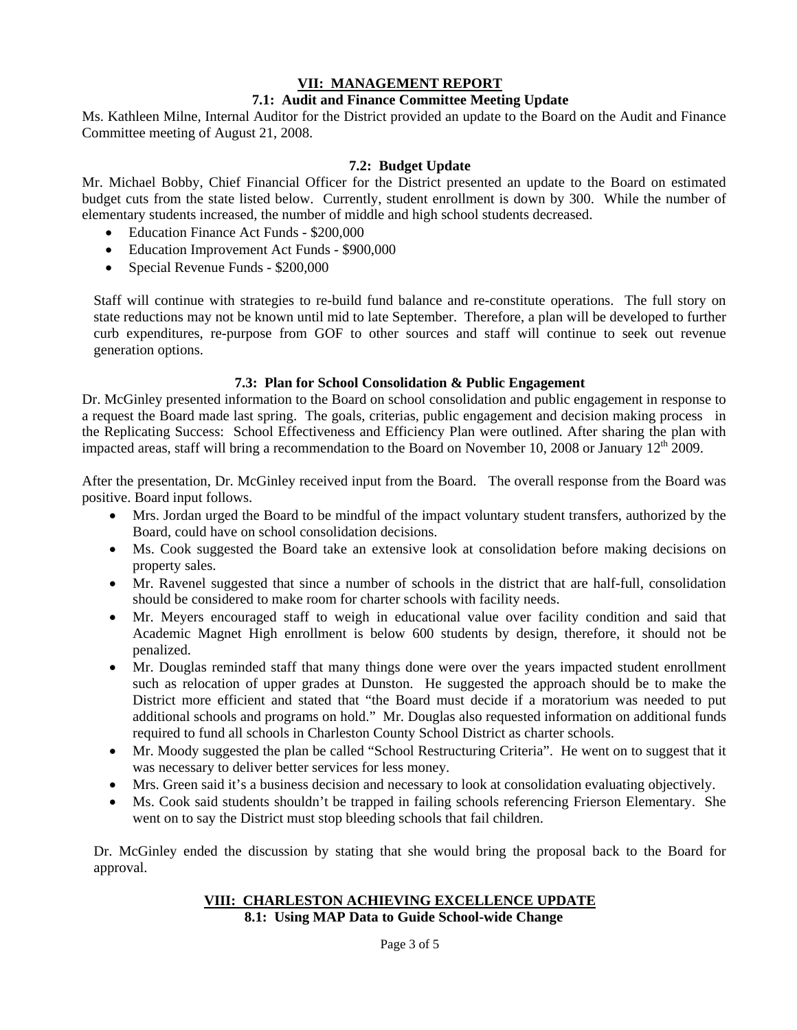## VII: MANAGEMENT REPORT

### 7.1: Audit and Finance Committee Meeting Update

Ms. Kathleen Milne, Internal Auditor for the District provided an update to the Board on the Audit and Finance Committee meeting of August 21, 2008.

### 7.2: Budget Update

Mr. Michael Bobby, Chief Financial Officer for the District presented an update to the Board on estimated budget cuts from the state listed below. Currently, student enrollment is down by 300. While the number of elementary students increased, the number of middle and high school students decreased.

- Education Finance Act Funds - $200,000
- Education Improvement Act Funds - $900,000
- Special Revenue Funds - $200,000

Staff will continue with strategies to re-build fund balance and re-constitute operations. The full story on state reductions may not be known until mid to late September. Therefore, a plan will be developed to further curb expenditures, re-purpose from GOF to other sources and staff will continue to seek out revenue generation options.

### 7.3: Plan for School Consolidation & Public Engagement

Dr. McGinley presented information to the Board on school consolidation and public engagement in response to a request the Board made last spring. The goals, criterias, public engagement and decision making process in the Replicating Success: School Effectiveness and Efficiency Plan were outlined. After sharing the plan with impacted areas, staff will bring a recommendation to the Board on November 10, 2008 or January 12th 2009.

After the presentation, Dr. McGinley received input from the Board. The overall response from the Board was positive. Board input follows.

- Mrs. Jordan urged the Board to be mindful of the impact voluntary student transfers, authorized by the Board, could have on school consolidation decisions.
- Ms. Cook suggested the Board take an extensive look at consolidation before making decisions on property sales.
- Mr. Ravenel suggested that since a number of schools in the district that are half-full, consolidation should be considered to make room for charter schools with facility needs.
- Mr. Meyers encouraged staff to weigh in educational value over facility condition and said that Academic Magnet High enrollment is below 600 students by design, therefore, it should not be penalized.
- Mr. Douglas reminded staff that many things done were over the years impacted student enrollment such as relocation of upper grades at Dunston. He suggested the approach should be to make the District more efficient and stated that "the Board must decide if a moratorium was needed to put additional schools and programs on hold." Mr. Douglas also requested information on additional funds required to fund all schools in Charleston County School District as charter schools.
- Mr. Moody suggested the plan be called "School Restructuring Criteria". He went on to suggest that it was necessary to deliver better services for less money.
- Mrs. Green said it's a business decision and necessary to look at consolidation evaluating objectively.
- Ms. Cook said students shouldn't be trapped in failing schools referencing Frierson Elementary. She went on to say the District must stop bleeding schools that fail children.

Dr. McGinley ended the discussion by stating that she would bring the proposal back to the Board for approval.

## VIII: CHARLESTON ACHIEVING EXCELLENCE UPDATE

### 8.1: Using MAP Data to Guide School-wide Change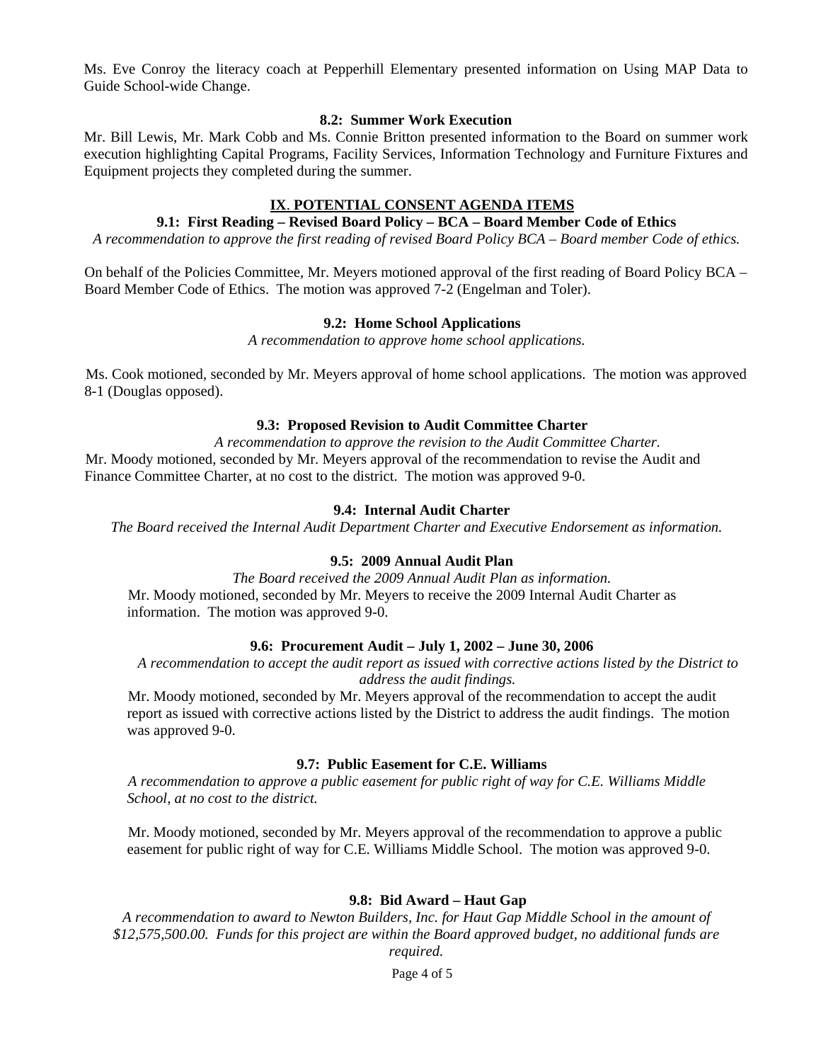Ms. Eve Conroy the literacy coach at Pepperhill Elementary presented information on Using MAP Data to Guide School-wide Change.

**8.2: Summer Work Execution**

Mr. Bill Lewis, Mr. Mark Cobb and Ms. Connie Britton presented information to the Board on summer work execution highlighting Capital Programs, Facility Services, Information Technology and Furniture Fixtures and Equipment projects they completed during the summer.

## IX. POTENTIAL CONSENT AGENDA ITEMS

**9.1: First Reading – Revised Board Policy – BCA – Board Member Code of Ethics**

*A recommendation to approve the first reading of revised Board Policy BCA – Board member Code of ethics.*

On behalf of the Policies Committee, Mr. Meyers motioned approval of the first reading of Board Policy BCA – Board Member Code of Ethics. The motion was approved 7-2 (Engelman and Toler).

**9.2: Home School Applications**

*A recommendation to approve home school applications.*

Ms. Cook motioned, seconded by Mr. Meyers approval of home school applications. The motion was approved 8-1 (Douglas opposed).

**9.3: Proposed Revision to Audit Committee Charter**

*A recommendation to approve the revision to the Audit Committee Charter.*

Mr. Moody motioned, seconded by Mr. Meyers approval of the recommendation to revise the Audit and Finance Committee Charter, at no cost to the district. The motion was approved 9-0.

**9.4: Internal Audit Charter**

*The Board received the Internal Audit Department Charter and Executive Endorsement as information.*

**9.5: 2009 Annual Audit Plan**

*The Board received the 2009 Annual Audit Plan as information.*

Mr. Moody motioned, seconded by Mr. Meyers to receive the 2009 Internal Audit Charter as information. The motion was approved 9-0.

**9.6: Procurement Audit – July 1, 2002 – June 30, 2006**

*A recommendation to accept the audit report as issued with corrective actions listed by the District to address the audit findings.*

Mr. Moody motioned, seconded by Mr. Meyers approval of the recommendation to accept the audit report as issued with corrective actions listed by the District to address the audit findings. The motion was approved 9-0.

**9.7: Public Easement for C.E. Williams**

*A recommendation to approve a public easement for public right of way for C.E. Williams Middle School, at no cost to the district.*

Mr. Moody motioned, seconded by Mr. Meyers approval of the recommendation to approve a public easement for public right of way for C.E. Williams Middle School. The motion was approved 9-0.

**9.8: Bid Award – Haut Gap**

*A recommendation to award to Newton Builders, Inc. for Haut Gap Middle School in the amount of $12,575,500.00. Funds for this project are within the Board approved budget, no additional funds are required.*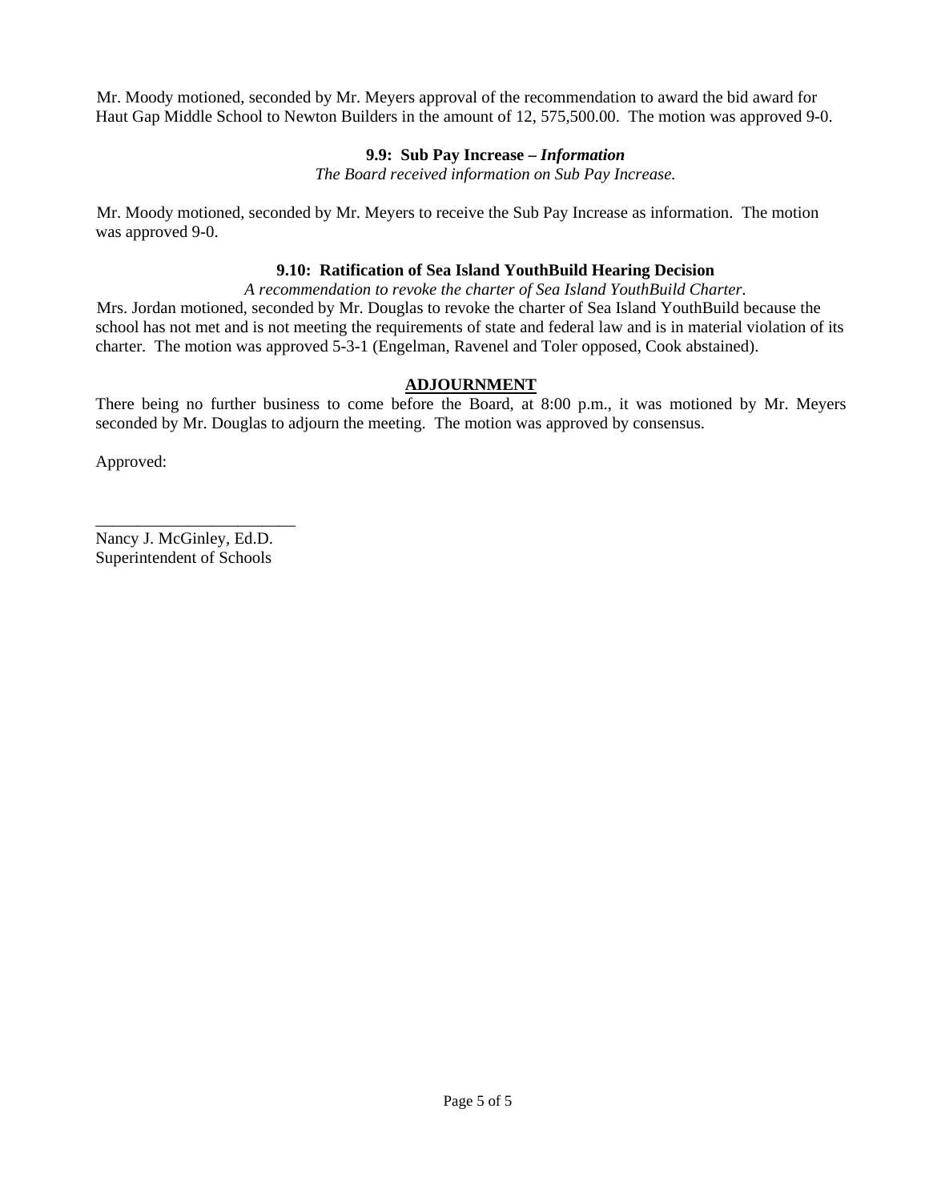Mr. Moody motioned, seconded by Mr. Meyers approval of the recommendation to award the bid award for Haut Gap Middle School to Newton Builders in the amount of 12, 575,500.00. The motion was approved 9-0.

### 9.9: Sub Pay Increase – *Information*

*The Board received information on Sub Pay Increase.*

Mr. Moody motioned, seconded by Mr. Meyers to receive the Sub Pay Increase as information. The motion was approved 9-0.

### 9.10: Ratification of Sea Island YouthBuild Hearing Decision

*A recommendation to revoke the charter of Sea Island YouthBuild Charter.*

Mrs. Jordan motioned, seconded by Mr. Douglas to revoke the charter of Sea Island YouthBuild because the school has not met and is not meeting the requirements of state and federal law and is in material violation of its charter. The motion was approved 5-3-1 (Engelman, Ravenel and Toler opposed, Cook abstained).

## ADJOURNMENT

There being no further business to come before the Board, at 8:00 p.m., it was motioned by Mr. Meyers seconded by Mr. Douglas to adjourn the meeting. The motion was approved by consensus.

Approved:

________________________

Nancy J. McGinley, Ed.D.
Superintendent of Schools